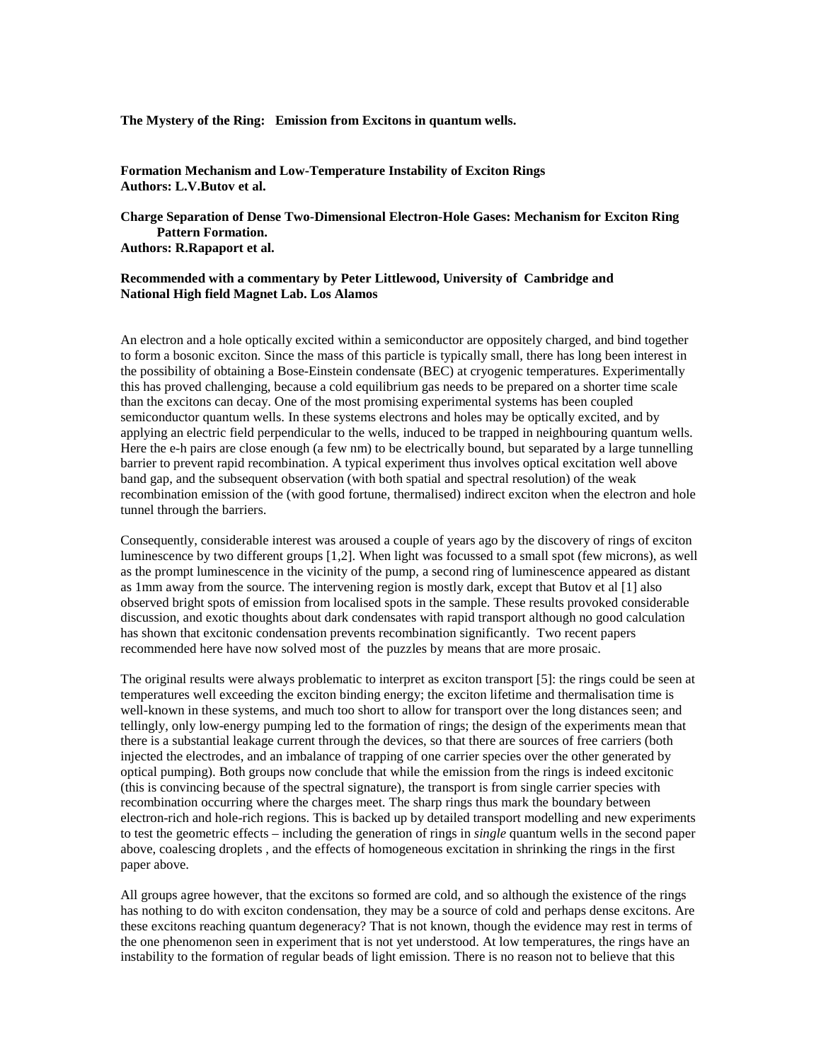**The Mystery of the Ring: Emission from Excitons in quantum wells.**

**Formation Mechanism and Low-Temperature Instability of Exciton Rings**
**Authors: L.V.Butov et al.**

**Charge Separation of Dense Two-Dimensional Electron-Hole Gases: Mechanism for Exciton Ring Pattern Formation.**
**Authors: R.Rapaport et al.**

**Recommended with a commentary by Peter Littlewood, University of Cambridge and National High field Magnet Lab. Los Alamos**

An electron and a hole optically excited within a semiconductor are oppositely charged, and bind together to form a bosonic exciton. Since the mass of this particle is typically small, there has long been interest in the possibility of obtaining a Bose-Einstein condensate (BEC) at cryogenic temperatures. Experimentally this has proved challenging, because a cold equilibrium gas needs to be prepared on a shorter time scale than the excitons can decay. One of the most promising experimental systems has been coupled semiconductor quantum wells. In these systems electrons and holes may be optically excited, and by applying an electric field perpendicular to the wells, induced to be trapped in neighbouring quantum wells. Here the e-h pairs are close enough (a few nm) to be electrically bound, but separated by a large tunnelling barrier to prevent rapid recombination. A typical experiment thus involves optical excitation well above band gap, and the subsequent observation (with both spatial and spectral resolution) of the weak recombination emission of the (with good fortune, thermalised) indirect exciton when the electron and hole tunnel through the barriers.

Consequently, considerable interest was aroused a couple of years ago by the discovery of rings of exciton luminescence by two different groups [1,2]. When light was focussed to a small spot (few microns), as well as the prompt luminescence in the vicinity of the pump, a second ring of luminescence appeared as distant as 1mm away from the source. The intervening region is mostly dark, except that Butov et al [1] also observed bright spots of emission from localised spots in the sample. These results provoked considerable discussion, and exotic thoughts about dark condensates with rapid transport although no good calculation has shown that excitonic condensation prevents recombination significantly. Two recent papers recommended here have now solved most of the puzzles by means that are more prosaic.

The original results were always problematic to interpret as exciton transport [5]: the rings could be seen at temperatures well exceeding the exciton binding energy; the exciton lifetime and thermalisation time is well-known in these systems, and much too short to allow for transport over the long distances seen; and tellingly, only low-energy pumping led to the formation of rings; the design of the experiments mean that there is a substantial leakage current through the devices, so that there are sources of free carriers (both injected the electrodes, and an imbalance of trapping of one carrier species over the other generated by optical pumping). Both groups now conclude that while the emission from the rings is indeed excitonic (this is convincing because of the spectral signature), the transport is from single carrier species with recombination occurring where the charges meet. The sharp rings thus mark the boundary between electron-rich and hole-rich regions. This is backed up by detailed transport modelling and new experiments to test the geometric effects – including the generation of rings in *single* quantum wells in the second paper above, coalescing droplets , and the effects of homogeneous excitation in shrinking the rings in the first paper above.

All groups agree however, that the excitons so formed are cold, and so although the existence of the rings has nothing to do with exciton condensation, they may be a source of cold and perhaps dense excitons. Are these excitons reaching quantum degeneracy? That is not known, though the evidence may rest in terms of the one phenomenon seen in experiment that is not yet understood. At low temperatures, the rings have an instability to the formation of regular beads of light emission. There is no reason not to believe that this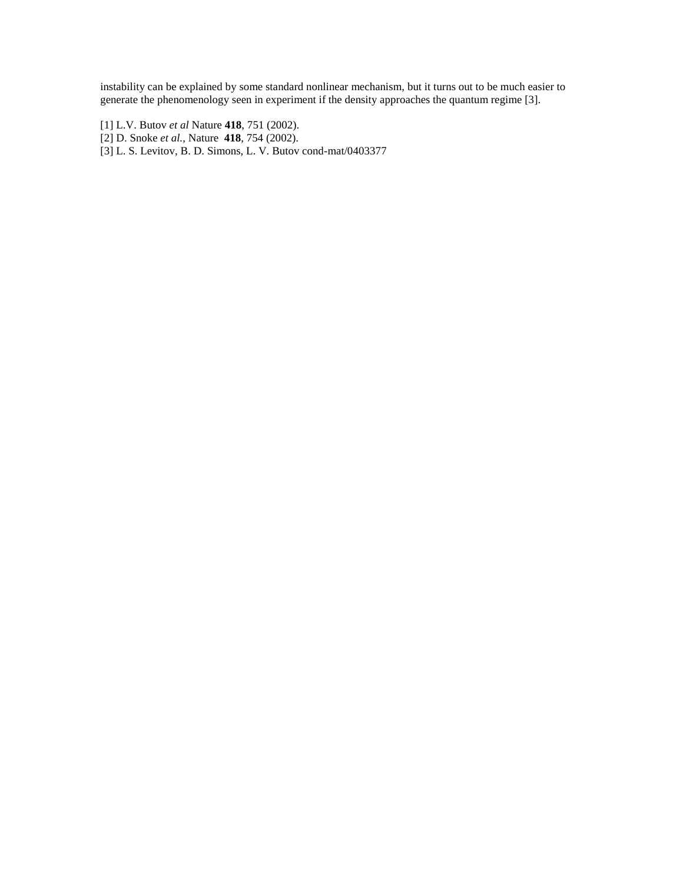instability can be explained by some standard nonlinear mechanism, but it turns out to be much easier to generate the phenomenology seen in experiment if the density approaches the quantum regime [3].

[1] L.V. Butov *et al* Nature **418**, 751 (2002).
[2] D. Snoke *et al.*, Nature **418**, 754 (2002).
[3] L. S. Levitov, B. D. Simons, L. V. Butov cond-mat/0403377